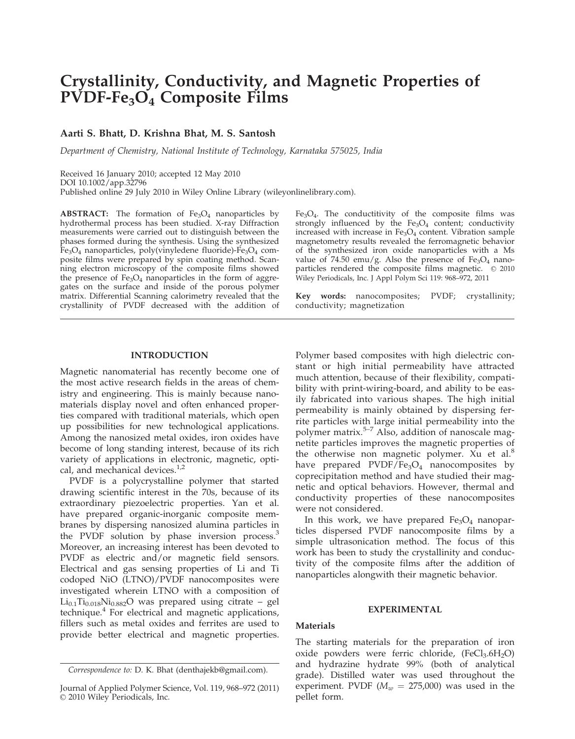# Crystallinity, Conductivity, and Magnetic Properties of PVDF-$Fe_3O_4$ Composite Films

**Aarti S. Bhatt, D. Krishna Bhat, M. S. Santosh**

*Department of Chemistry, National Institute of Technology, Karnataka 575025, India*

Received 16 January 2010; accepted 12 May 2010
DOI 10.1002/app.32796
Published online 29 July 2010 in Wiley Online Library (wileyonlinelibrary.com).

**ABSTRACT:** The formation of $Fe_3O_4$ nanoparticles by hydrothermal process has been studied. X-ray Diffraction measurements were carried out to distinguish between the phases formed during the synthesis. Using the synthesized $Fe_3O_4$ nanoparticles, poly(vinyledene fluoride)-$Fe_3O_4$ composite films were prepared by spin coating method. Scanning electron microscopy of the composite films showed the presence of $Fe_3O_4$ nanoparticles in the form of aggregates on the surface and inside of the porous polymer matrix. Differential Scanning calorimetry revealed that the crystallinity of PVDF decreased with the addition of $Fe_3O_4$. The conductitivity of the composite films was strongly influenced by the $Fe_3O_4$ content; conductivity increased with increase in $Fe_3O_4$ content. Vibration sample magnetometry results revealed the ferromagnetic behavior of the synthesized iron oxide nanoparticles with a Ms value of 74.50 emu/g. Also the presence of $Fe_3O_4$ nanoparticles rendered the composite films magnetic. © 2010 Wiley Periodicals, Inc. J Appl Polym Sci 119: 968–972, 2011

**Key words:** nanocomposites; PVDF; crystallinity; conductivity; magnetization

## INTRODUCTION

Magnetic nanomaterial has recently become one of the most active research fields in the areas of chemistry and engineering. This is mainly because nanomaterials display novel and often enhanced properties compared with traditional materials, which open up possibilities for new technological applications. Among the nanosized metal oxides, iron oxides have become of long standing interest, because of its rich variety of applications in electronic, magnetic, optical, and mechanical devices.[1,2]

PVDF is a polycrystalline polymer that started drawing scientific interest in the 70s, because of its extraordinary piezoelectric properties. Yan et al. have prepared organic-inorganic composite membranes by dispersing nanosized alumina particles in the PVDF solution by phase inversion process.[3] Moreover, an increasing interest has been devoted to PVDF as electric and/or magnetic field sensors. Electrical and gas sensing properties of Li and Ti codoped NiO (LTNO)/PVDF nanocomposites were investigated wherein LTNO with a composition of $Li_{0.1}Ti_{0.018}Ni_{0.882}O$ was prepared using citrate – gel technique.[4] For electrical and magnetic applications, fillers such as metal oxides and ferrites are used to provide better electrical and magnetic properties. Polymer based composites with high dielectric constant or high initial permeability have attracted much attention, because of their flexibility, compatibility with print-wiring-board, and ability to be easily fabricated into various shapes. The high initial permeability is mainly obtained by dispersing ferrite particles with large initial permeability into the polymer matrix.[5–7] Also, addition of nanoscale magnetite particles improves the magnetic properties of the otherwise non magnetic polymer. Xu et al.[8] have prepared PVDF/$Fe_3O_4$ nanocomposites by coprecipitation method and have studied their magnetic and optical behaviors. However, thermal and conductivity properties of these nanocomposites were not considered.

In this work, we have prepared $Fe_3O_4$ nanoparticles dispersed PVDF nanocomposite films by a simple ultrasonication method. The focus of this work has been to study the crystallinity and conductivity of the composite films after the addition of nanoparticles alongwith their magnetic behavior.

## EXPERIMENTAL

### Materials

The starting materials for the preparation of iron oxide powders were ferric chloride, ($FeCl_3.6H_2O$) and hydrazine hydrate 99% (both of analytical grade). Distilled water was used throughout the experiment. PVDF ($M_w$ = 275,000) was used in the pellet form.

*Correspondence to:* D. K. Bhat (denthajekb@gmail.com).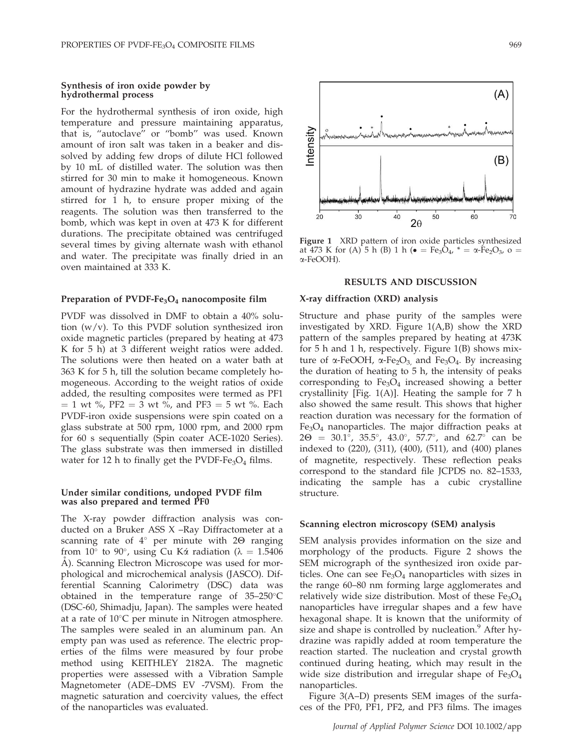### Synthesis of iron oxide powder by hydrothermal process

For the hydrothermal synthesis of iron oxide, high temperature and pressure maintaining apparatus, that is, "autoclave" or "bomb" was used. Known amount of iron salt was taken in a beaker and dissolved by adding few drops of dilute HCl followed by 10 mL of distilled water. The solution was then stirred for 30 min to make it homogeneous. Known amount of hydrazine hydrate was added and again stirred for 1 h, to ensure proper mixing of the reagents. The solution was then transferred to the bomb, which was kept in oven at 473 K for different durations. The precipitate obtained was centrifuged several times by giving alternate wash with ethanol and water. The precipitate was finally dried in an oven maintained at 333 K.

### Preparation of PVDF-$Fe_3O_4$ nanocomposite film

PVDF was dissolved in DMF to obtain a 40% solution (w/v). To this PVDF solution synthesized iron oxide magnetic particles (prepared by heating at 473 K for 5 h) at 3 different weight ratios were added. The solutions were then heated on a water bath at 363 K for 5 h, till the solution became completely homogeneous. According to the weight ratios of oxide added, the resulting composites were termed as PF1 = 1 wt %, PF2 = 3 wt %, and PF3 = 5 wt %. Each PVDF-iron oxide suspensions were spin coated on a glass substrate at 500 rpm, 1000 rpm, and 2000 rpm for 60 s sequentially (Spin coater ACE-1020 Series). The glass substrate was then immersed in distilled water for 12 h to finally get the PVDF-$Fe_3O_4$ films.

### Under similar conditions, undoped PVDF film was also prepared and termed PF0

The X-ray powder diffraction analysis was conducted on a Bruker ASS X –Ray Diffractometer at a scanning rate of 4° per minute with 2Θ ranging from 10° to 90°, using Cu Kά radiation (λ = 1.5406 Å). Scanning Electron Microscope was used for morphological and microchemical analysis (JASCO). Differential Scanning Calorimetry (DSC) data was obtained in the temperature range of 35–250°C (DSC-60, Shimadju, Japan). The samples were heated at a rate of 10°C per minute in Nitrogen atmosphere. The samples were sealed in an aluminum pan. An empty pan was used as reference. The electric properties of the films were measured by four probe method using KEITHLEY 2182A. The magnetic properties were assessed with a Vibration Sample Magnetometer (ADE–DMS EV -7VSM). From the magnetic saturation and coercivity values, the effect of the nanoparticles was evaluated.

**Figure 1** XRD pattern of iron oxide particles synthesized at 473 K for (A) 5 h (B) 1 h (• = $Fe_3O_4$, * = α-$Fe_2O_3$, o = α-FeOOH).

## RESULTS AND DISCUSSION

### X-ray diffraction (XRD) analysis

Structure and phase purity of the samples were investigated by XRD. Figure 1(A,B) show the XRD pattern of the samples prepared by heating at 473K for 5 h and 1 h, respectively. Figure 1(B) shows mixture of α-FeOOH, α-$Fe_2O_3$, and $Fe_3O_4$. By increasing the duration of heating to 5 h, the intensity of peaks corresponding to $Fe_3O_4$ increased showing a better crystallinity [Fig. 1(A)]. Heating the sample for 7 h also showed the same result. This shows that higher reaction duration was necessary for the formation of $Fe_3O_4$ nanoparticles. The major diffraction peaks at 2Θ = 30.1°, 35.5°, 43.0°, 57.7°, and 62.7° can be indexed to (220), (311), (400), (511), and (400) planes of magnetite, respectively. These reflection peaks correspond to the standard file JCPDS no. 82–1533, indicating the sample has a cubic crystalline structure.

### Scanning electron microscopy (SEM) analysis

SEM analysis provides information on the size and morphology of the products. Figure 2 shows the SEM micrograph of the synthesized iron oxide particles. One can see $Fe_3O_4$ nanoparticles with sizes in the range 60–80 nm forming large agglomerates and relatively wide size distribution. Most of these $Fe_3O_4$ nanoparticles have irregular shapes and a few have hexagonal shape. It is known that the uniformity of size and shape is controlled by nucleation.[9] After hydrazine was rapidly added at room temperature the reaction started. The nucleation and crystal growth continued during heating, which may result in the wide size distribution and irregular shape of $Fe_3O_4$ nanoparticles.

Figure 3(A–D) presents SEM images of the surfaces of the PF0, PF1, PF2, and PF3 films. The images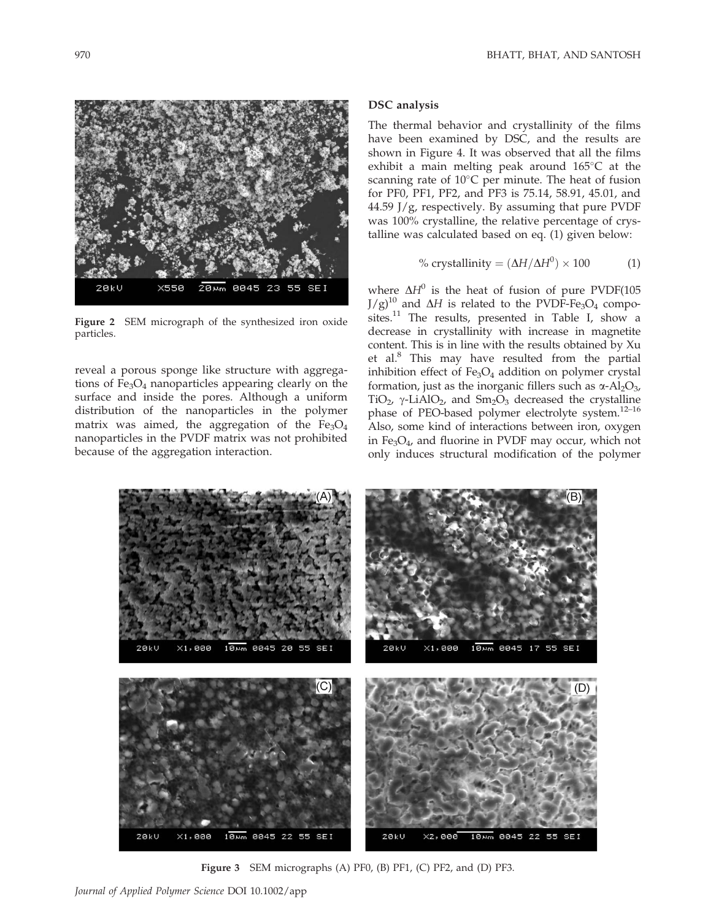Figure 2 SEM micrograph of the synthesized iron oxide particles.

reveal a porous sponge like structure with aggregations of $Fe_3O_4$ nanoparticles appearing clearly on the surface and inside the pores. Although a uniform distribution of the nanoparticles in the polymer matrix was aimed, the aggregation of the $Fe_3O_4$ nanoparticles in the PVDF matrix was not prohibited because of the aggregation interaction.

### DSC analysis

The thermal behavior and crystallinity of the films have been examined by DSC, and the results are shown in Figure 4. It was observed that all the films exhibit a main melting peak around 165°C at the scanning rate of 10°C per minute. The heat of fusion for PF0, PF1, PF2, and PF3 is 75.14, 58.91, 45.01, and 44.59 J/g, respectively. By assuming that pure PVDF was 100% crystalline, the relative percentage of crystalline was calculated based on eq. (1) given below:

$$\% \text{ crystallinity} = (\Delta H/\Delta H^0) \times 100 \qquad (1)$$

where $\Delta H^0$ is the heat of fusion of pure PVDF(105 J/g)[10] and $\Delta H$ is related to the PVDF-$Fe_3O_4$ composites.[11] The results, presented in Table I, show a decrease in crystallinity with increase in magnetite content. This is in line with the results obtained by Xu et al.[8] This may have resulted from the partial inhibition effect of $Fe_3O_4$ addition on polymer crystal formation, just as the inorganic fillers such as $\alpha$-$Al_2O_3$, $TiO_2$, $\gamma$-$LiAlO_2$, and $Sm_2O_3$ decreased the crystalline phase of PEO-based polymer electrolyte system.[12–16] Also, some kind of interactions between iron, oxygen in $Fe_3O_4$, and fluorine in PVDF may occur, which not only induces structural modification of the polymer

Figure 3 SEM micrographs (A) PF0, (B) PF1, (C) PF2, and (D) PF3.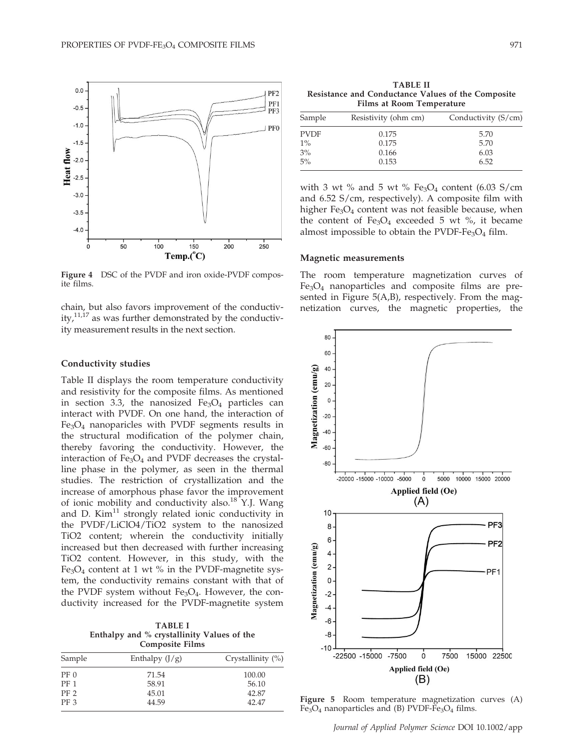Figure 4 DSC of the PVDF and iron oxide-PVDF composite films.

chain, but also favors improvement of the conductivity,[11,17] as was further demonstrated by the conductivity measurement results in the next section.

### Conductivity studies

Table II displays the room temperature conductivity and resistivity for the composite films. As mentioned in section 3.3, the nanosized $Fe_3O_4$ particles can interact with PVDF. On one hand, the interaction of $Fe_3O_4$ nanoparicles with PVDF segments results in the structural modification of the polymer chain, thereby favoring the conductivity. However, the interaction of $Fe_3O_4$ and PVDF decreases the crystalline phase in the polymer, as seen in the thermal studies. The restriction of crystallization and the increase of amorphous phase favor the improvement of ionic mobility and conductivity also.[18] Y.J. Wang and D. Kim[11] strongly related ionic conductivity in the PVDF/LiClO4/TiO2 system to the nanosized TiO2 content; wherein the conductivity initially increased but then decreased with further increasing TiO2 content. However, in this study, with the $Fe_3O_4$ content at 1 wt % in the PVDF-magnetite system, the conductivity remains constant with that of the PVDF system without $Fe_3O_4$. However, the conductivity increased for the PVDF-magnetite system with 3 wt % and 5 wt % $Fe_3O_4$ content (6.03 S/cm and 6.52 S/cm, respectively). A composite film with higher $Fe_3O_4$ content was not feasible because, when the content of $Fe_3O_4$ exceeded 5 wt %, it became almost impossible to obtain the PVDF-$Fe_3O_4$ film.

**TABLE I**
**Enthalpy and % crystallinity Values of the Composite Films**

| Sample | Enthalpy (J/g) | Crystallinity (%) |
|---|---|---|
| PF 0 | 71.54 | 100.00 |
| PF 1 | 58.91 | 56.10 |
| PF 2 | 45.01 | 42.87 |
| PF 3 | 44.59 | 42.47 |

**TABLE II**
**Resistance and Conductance Values of the Composite Films at Room Temperature**

| Sample | Resistivity (ohm cm) | Conductivity (S/cm) |
|---|---|---|
| PVDF | 0.175 | 5.70 |
| 1% | 0.175 | 5.70 |
| 3% | 0.166 | 6.03 |
| 5% | 0.153 | 6.52 |

### Magnetic measurements

The room temperature magnetization curves of $Fe_3O_4$ nanoparticles and composite films are presented in Figure 5(A,B), respectively. From the magnetization curves, the magnetic properties, the

Figure 5 Room temperature magnetization curves (A) $Fe_3O_4$ nanoparticles and (B) PVDF-$Fe_3O_4$ films.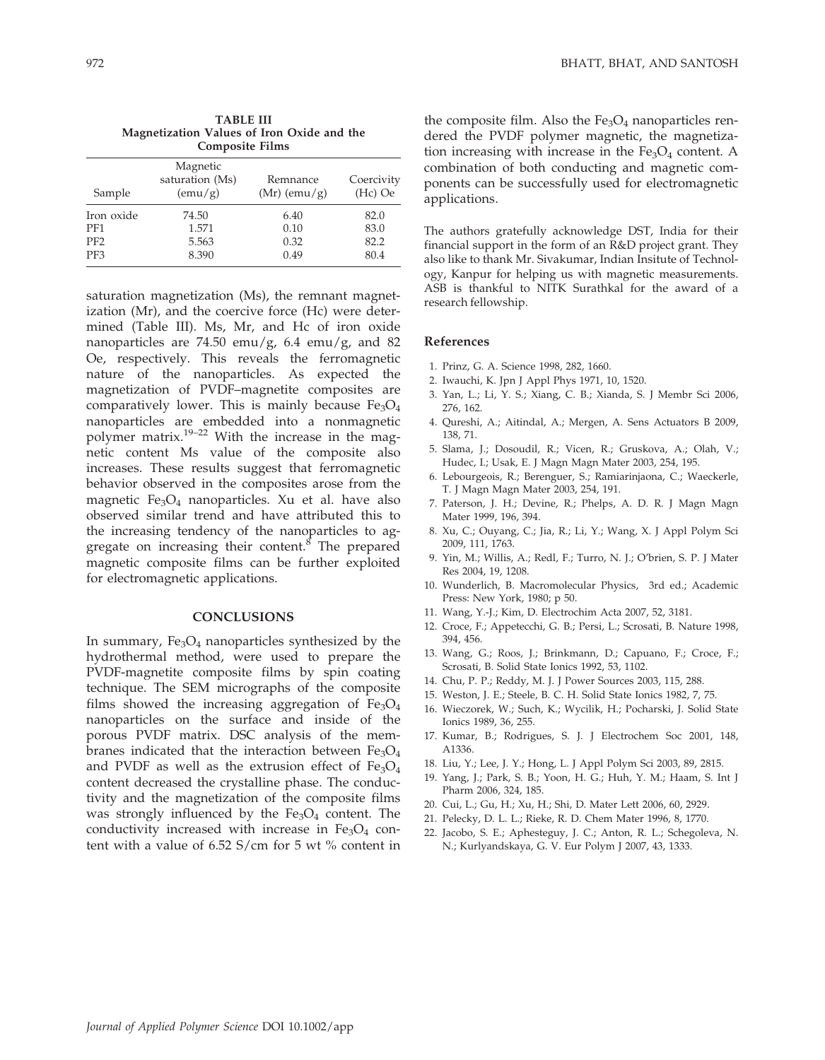**TABLE III**
**Magnetization Values of Iron Oxide and the Composite Films**

| Sample | Magnetic saturation (Ms) (emu/g) | Remnance (Mr) (emu/g) | Coercivity (Hc) Oe |
|---|---|---|---|
| Iron oxide | 74.50 | 6.40 | 82.0 |
| PF1 | 1.571 | 0.10 | 83.0 |
| PF2 | 5.563 | 0.32 | 82.2 |
| PF3 | 8.390 | 0.49 | 80.4 |

saturation magnetization (Ms), the remnant magnetization (Mr), and the coercive force (Hc) were determined (Table III). Ms, Mr, and Hc of iron oxide nanoparticles are 74.50 emu/g, 6.4 emu/g, and 82 Oe, respectively. This reveals the ferromagnetic nature of the nanoparticles. As expected the magnetization of PVDF–magnetite composites are comparatively lower. This is mainly because $Fe_3O_4$ nanoparticles are embedded into a nonmagnetic polymer matrix.[19–22] With the increase in the magnetic content Ms value of the composite also increases. These results suggest that ferromagnetic behavior observed in the composites arose from the magnetic $Fe_3O_4$ nanoparticles. Xu et al. have also observed similar trend and have attributed this to the increasing tendency of the nanoparticles to aggregate on increasing their content.[8] The prepared magnetic composite films can be further exploited for electromagnetic applications.

## CONCLUSIONS

In summary, $Fe_3O_4$ nanoparticles synthesized by the hydrothermal method, were used to prepare the PVDF-magnetite composite films by spin coating technique. The SEM micrographs of the composite films showed the increasing aggregation of $Fe_3O_4$ nanoparticles on the surface and inside of the porous PVDF matrix. DSC analysis of the membranes indicated that the interaction between $Fe_3O_4$ and PVDF as well as the extrusion effect of $Fe_3O_4$ content decreased the crystalline phase. The conductivity and the magnetization of the composite films was strongly influenced by the $Fe_3O_4$ content. The conductivity increased with increase in $Fe_3O_4$ content with a value of 6.52 S/cm for 5 wt % content in the composite film. Also the $Fe_3O_4$ nanoparticles rendered the PVDF polymer magnetic, the magnetization increasing with increase in the $Fe_3O_4$ content. A combination of both conducting and magnetic components can be successfully used for electromagnetic applications.

The authors gratefully acknowledge DST, India for their financial support in the form of an R&D project grant. They also like to thank Mr. Sivakumar, Indian Insitute of Technology, Kanpur for helping us with magnetic measurements. ASB is thankful to NITK Surathkal for the award of a research fellowship.

## References

1. Prinz, G. A. Science 1998, 282, 1660.
2. Iwauchi, K. Jpn J Appl Phys 1971, 10, 1520.
3. Yan, L.; Li, Y. S.; Xiang, C. B.; Xianda, S. J Membr Sci 2006, 276, 162.
4. Qureshi, A.; Aitindal, A.; Mergen, A. Sens Actuators B 2009, 138, 71.
5. Slama, J.; Dosoudil, R.; Vicen, R.; Gruskova, A.; Olah, V.; Hudec, I.; Usak, E. J Magn Magn Mater 2003, 254, 195.
6. Lebourgeois, R.; Berenguer, S.; Ramiarinjaona, C.; Waeckerle, T. J Magn Magn Mater 2003, 254, 191.
7. Paterson, J. H.; Devine, R.; Phelps, A. D. R. J Magn Magn Mater 1999, 196, 394.
8. Xu, C.; Ouyang, C.; Jia, R.; Li, Y.; Wang, X. J Appl Polym Sci 2009, 111, 1763.
9. Yin, M.; Willis, A.; Redl, F.; Turro, N. J.; O'brien, S. P. J Mater Res 2004, 19, 1208.
10. Wunderlich, B. Macromolecular Physics, 3rd ed.; Academic Press: New York, 1980; p 50.
11. Wang, Y.-J.; Kim, D. Electrochim Acta 2007, 52, 3181.
12. Croce, F.; Appetecchi, G. B.; Persi, L.; Scrosati, B. Nature 1998, 394, 456.
13. Wang, G.; Roos, J.; Brinkmann, D.; Capuano, F.; Croce, F.; Scrosati, B. Solid State Ionics 1992, 53, 1102.
14. Chu, P. P.; Reddy, M. J. J Power Sources 2003, 115, 288.
15. Weston, J. E.; Steele, B. C. H. Solid State Ionics 1982, 7, 75.
16. Wieczorek, W.; Such, K.; Wycilik, H.; Pocharski, J. Solid State Ionics 1989, 36, 255.
17. Kumar, B.; Rodrigues, S. J. J Electrochem Soc 2001, 148, A1336.
18. Liu, Y.; Lee, J. Y.; Hong, L. J Appl Polym Sci 2003, 89, 2815.
19. Yang, J.; Park, S. B.; Yoon, H. G.; Huh, Y. M.; Haam, S. Int J Pharm 2006, 324, 185.
20. Cui, L.; Gu, H.; Xu, H.; Shi, D. Mater Lett 2006, 60, 2929.
21. Pelecky, D. L. L.; Rieke, R. D. Chem Mater 1996, 8, 1770.
22. Jacobo, S. E.; Aphesteguy, J. C.; Anton, R. L.; Schegoleva, N. N.; Kurlyandskaya, G. V. Eur Polym J 2007, 43, 1333.